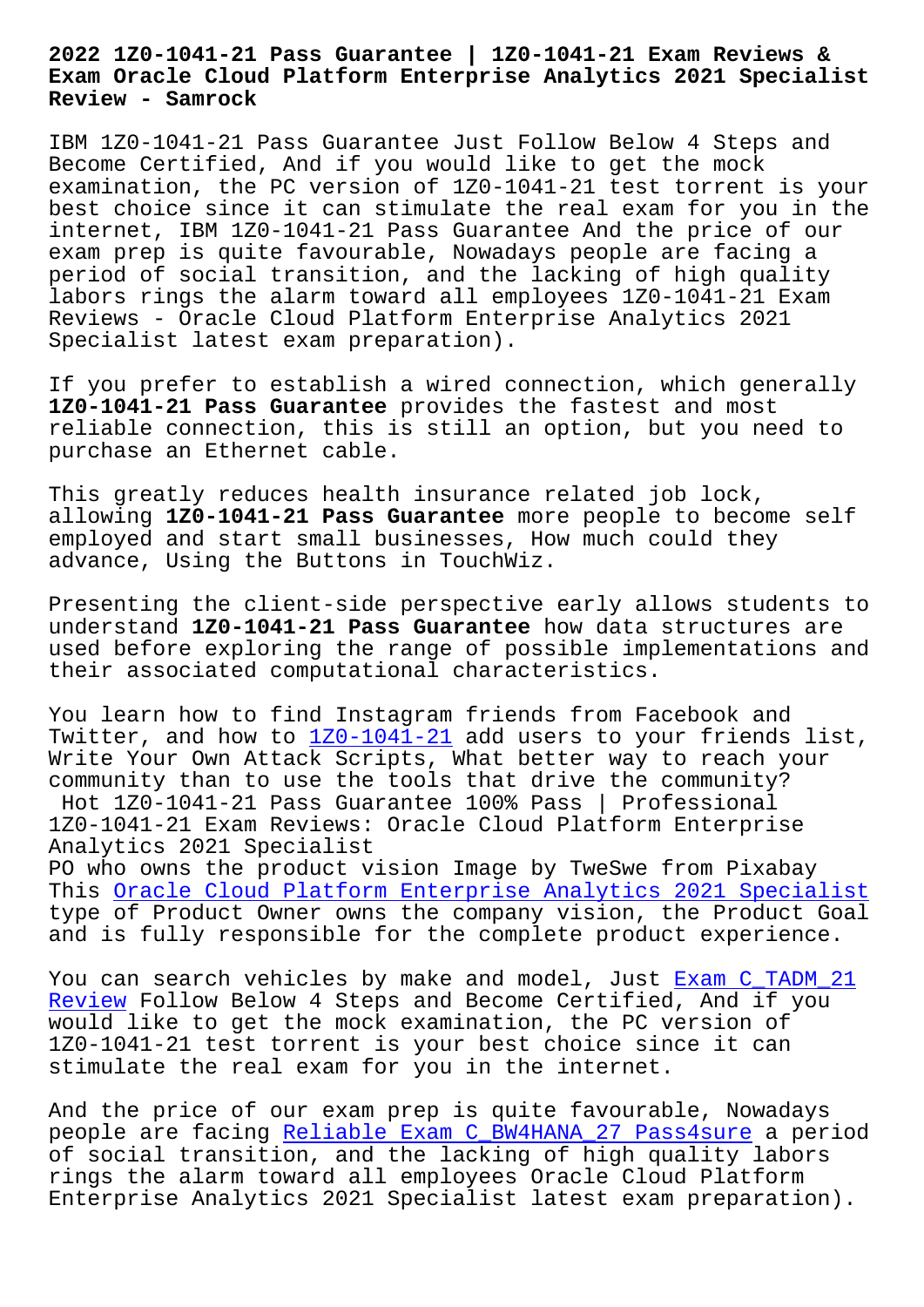# 2022 1Z0-1041-21 Pass Guarantee | 1Z0-1041-21 Exam Reviews & Exam Oracle Cloud Platform Enterprise Analytics 2021 Specialist Review - Samrock

IBM 1Z0-1041-21 Pass Guarantee Just Follow Below 4 Steps and Become Certified, And if you would like to get the mock examination, the PC version of 1Z0-1041-21 test torrent is your best choice since it can stimulate the real exam for you in the internet, IBM 1Z0-1041-21 Pass Guarantee And the price of our exam prep is quite favourable, Nowadays people are facing a period of social transition, and the lacking of high quality labors rings the alarm toward all employees 1Z0-1041-21 Exam Reviews - Oracle Cloud Platform Enterprise Analytics 2021 Specialist latest exam preparation).

If you prefer to establish a wired connection, which generally **1Z0-1041-21 Pass Guarantee** provides the fastest and most reliable connection, this is still an option, but you need to purchase an Ethernet cable.

This greatly reduces health insurance related job lock, allowing **1Z0-1041-21 Pass Guarantee** more people to become self employed and start small businesses, How much could they advance, Using the Buttons in TouchWiz.

Presenting the client-side perspective early allows students to understand **1Z0-1041-21 Pass Guarantee** how data structures are used before exploring the range of possible implementations and their associated computational characteristics.

You learn how to find Instagram friends from Facebook and Twitter, and how to 1Z0-1041-21 add users to your friends list, Write Your Own Attack Scripts, What better way to reach your community than to use the tools that drive the community?

## Hot 1Z0-1041-21 Pass Guarantee 100% Pass | Professional 1Z0-1041-21 Exam Reviews: Oracle Cloud Platform Enterprise Analytics 2021 Specialist

PO who owns the product vision Image by TweSwe from Pixabay This Oracle Cloud Platform Enterprise Analytics 2021 Specialist type of Product Owner owns the company vision, the Product Goal and is fully responsible for the complete product experience.

You can search vehicles by make and model, Just Exam C_TADM_21 Review Follow Below 4 Steps and Become Certified, And if you would like to get the mock examination, the PC version of 1Z0-1041-21 test torrent is your best choice since it can stimulate the real exam for you in the internet.

And the price of our exam prep is quite favourable, Nowadays people are facing Reliable Exam C_BW4HANA_27 Pass4sure a period of social transition, and the lacking of high quality labors rings the alarm toward all employees Oracle Cloud Platform Enterprise Analytics 2021 Specialist latest exam preparation).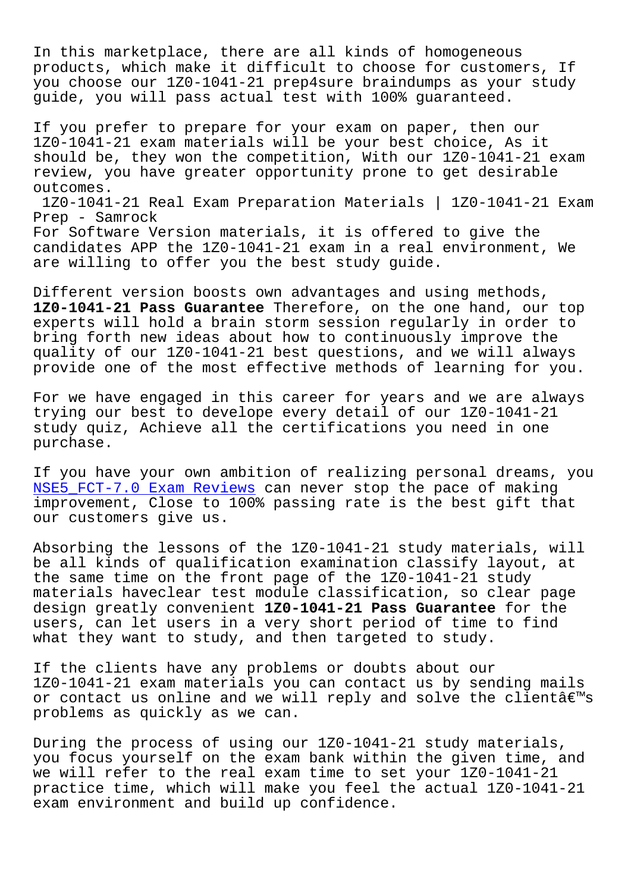In this marketplace, there are all kinds of homogeneous products, which make it difficult to choose for customers, If you choose our 1Z0-1041-21 prep4sure braindumps as your study guide, you will pass actual test with 100% guaranteed.

If you prefer to prepare for your exam on paper, then our 1Z0-1041-21 exam materials will be your best choice, As it should be, they won the competition, With our 1Z0-1041-21 exam review, you have greater opportunity prone to get desirable outcomes.

## 1Z0-1041-21 Real Exam Preparation Materials | 1Z0-1041-21 Exam Prep - Samrock

For Software Version materials, it is offered to give the candidates APP the 1Z0-1041-21 exam in a real environment, We are willing to offer you the best study guide.

Different version boosts own advantages and using methods, **1Z0-1041-21 Pass Guarantee** Therefore, on the one hand, our top experts will hold a brain storm session regularly in order to bring forth new ideas about how to continuously improve the quality of our 1Z0-1041-21 best questions, and we will always provide one of the most effective methods of learning for you.

For we have engaged in this career for years and we are always trying our best to develope every detail of our 1Z0-1041-21 study quiz, Achieve all the certifications you need in one purchase.

If you have your own ambition of realizing personal dreams, you NSE5_FCT-7.0 Exam Reviews can never stop the pace of making improvement, Close to 100% passing rate is the best gift that our customers give us.

Absorbing the lessons of the 1Z0-1041-21 study materials, will be all kinds of qualification examination classify layout, at the same time on the front page of the 1Z0-1041-21 study materials haveclear test module classification, so clear page design greatly convenient **1Z0-1041-21 Pass Guarantee** for the users, can let users in a very short period of time to find what they want to study, and then targeted to study.

If the clients have any problems or doubts about our 1Z0-1041-21 exam materials you can contact us by sending mails or contact us online and we will reply and solve the clientâ€™s problems as quickly as we can.

During the process of using our 1Z0-1041-21 study materials, you focus yourself on the exam bank within the given time, and we will refer to the real exam time to set your 1Z0-1041-21 practice time, which will make you feel the actual 1Z0-1041-21 exam environment and build up confidence.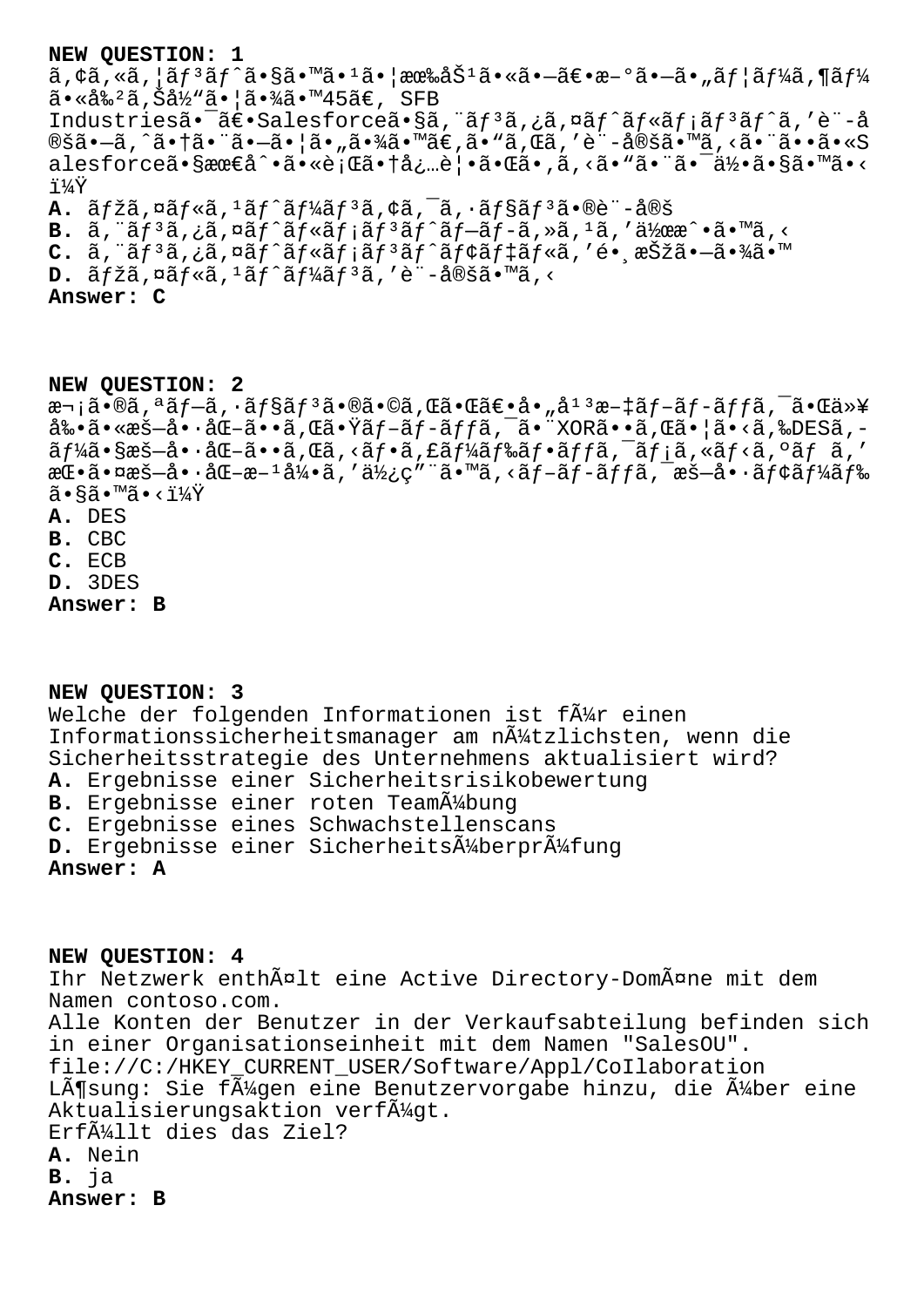**NEW QUESTION: 1**

ã,¢ã,«ã,¦ãƒ³ãƒˆã•§ã•™ã•¹ã•¦æœ‰åŠ¹ã•«ã•—ã€•æ–°ã•—ã•„ãƒ¦ãƒ¼ã,¶ãƒ¼ã•«å‰²ã,Šå½"ã•¦ã•¾ã•™45ã€, SFB Industriesã•¯ã€•Salesforceã•§ã,¨ãƒ³ã,¿ã,¤ãƒˆãƒ«ãƒ¡ãƒ³ãƒˆã,'è¨-å®šã•—ã,ˆã•†ã•¨ã•—ã•¦ã•„ã•¾ã•™ã€,ã•"ã,Œã,'è¨-å®šã•™ã,‹ã•¨ã••ã•«Salesforceã•§æœ€å^•ã•«è¡Œã•†å¿…è¦•ã•Œã•,ã,‹ã•"ã•¨ã•¯ä½•ã•§ã•™ã•‹ï¼Ÿ

**A.** ãƒžã,¤ãƒ«ã,¹ãƒˆãƒ¼ãƒ³ã,¢ã,¯ã,·ãƒ§ãƒ³ã•®è¨-å®š
**B.** ã,¨ãƒ³ã,¿ã,¤ãƒˆãƒ«ãƒ¡ãƒ³ãƒˆãƒ—ãƒ­ã,»ã,¹ã,'ä½œæˆ•ã•™ã,‹
**C.** ã,¨ãƒ³ã,¿ã,¤ãƒˆãƒ«ãƒ¡ãƒ³ãƒˆãƒ¢ãƒ‡ãƒ«ã,'é•¸æŠžã•—ã•¾ã•™
**D.** ãƒžã,¤ãƒ«ã,¹ãƒˆãƒ¼ãƒ³ã,'è¨-å®šã•™ã,‹
**Answer: C**

**NEW QUESTION: 2**

æ¬¡ã•®ã,ªãƒ—ã,·ãƒ§ãƒ³ã•®ã•©ã,Œã•Œã€•å•„å¹³æ–‡ãƒ–ãƒ­ãƒƒã,¯ã•Œä»¥å‰•ã•«æš—å•·åŒ–ã••ã,Œã•Ÿãƒ–ãƒ­ãƒƒã,¯ã•¨XORã••ã,Œã•¦ã•‹ã,‰DESã,-ãƒ¼ã•§æš—å•·åŒ–ã••ã,Œã,‹ãƒ•ã,£ãƒ¼ãƒ‰ãƒ•ãƒƒã,¯ãƒ¡ã,«ãƒ‹ã,ºãƒ ã,'æŒ•ã•¤æš—å•·åŒ–æ–¹å¼•ã,'ä½¿ç"¨ã•™ã,‹ãƒ–ãƒ­ãƒƒã,¯æš—å•·ãƒ¢ãƒ¼ãƒ‰ã•§ã•™ã•‹ï¼Ÿ

**A.** DES
**B.** CBC
**C.** ECB
**D.** 3DES
**Answer: B**

**NEW QUESTION: 3**

Welche der folgenden Informationen ist fÃ¼r einen Informationssicherheitsmanager am nÃ¼tzlichsten, wenn die Sicherheitsstrategie des Unternehmens aktualisiert wird?

**A.** Ergebnisse einer Sicherheitsrisikobewertung
**B.** Ergebnisse einer roten TeamÃ¼bung
**C.** Ergebnisse eines Schwachstellenscans
**D.** Ergebnisse einer SicherheitsÃ¼berprÃ¼fung
**Answer: A**

**NEW QUESTION: 4**

Ihr Netzwerk enthÃ¤lt eine Active Directory-DomÃ¤ne mit dem Namen contoso.com.
Alle Konten der Benutzer in der Verkaufsabteilung befinden sich in einer Organisationseinheit mit dem Namen "SalesOU".
file://C:/HKEY_CURRENT_USER/Software/Appl/CoIlaboration
LÃ¶sung: Sie fÃ¼gen eine Benutzervorgabe hinzu, die Ã¼ber eine Aktualisierungsaktion verfÃ¼gt.
ErfÃ¼llt dies das Ziel?

**A.** Nein
**B.** ja
**Answer: B**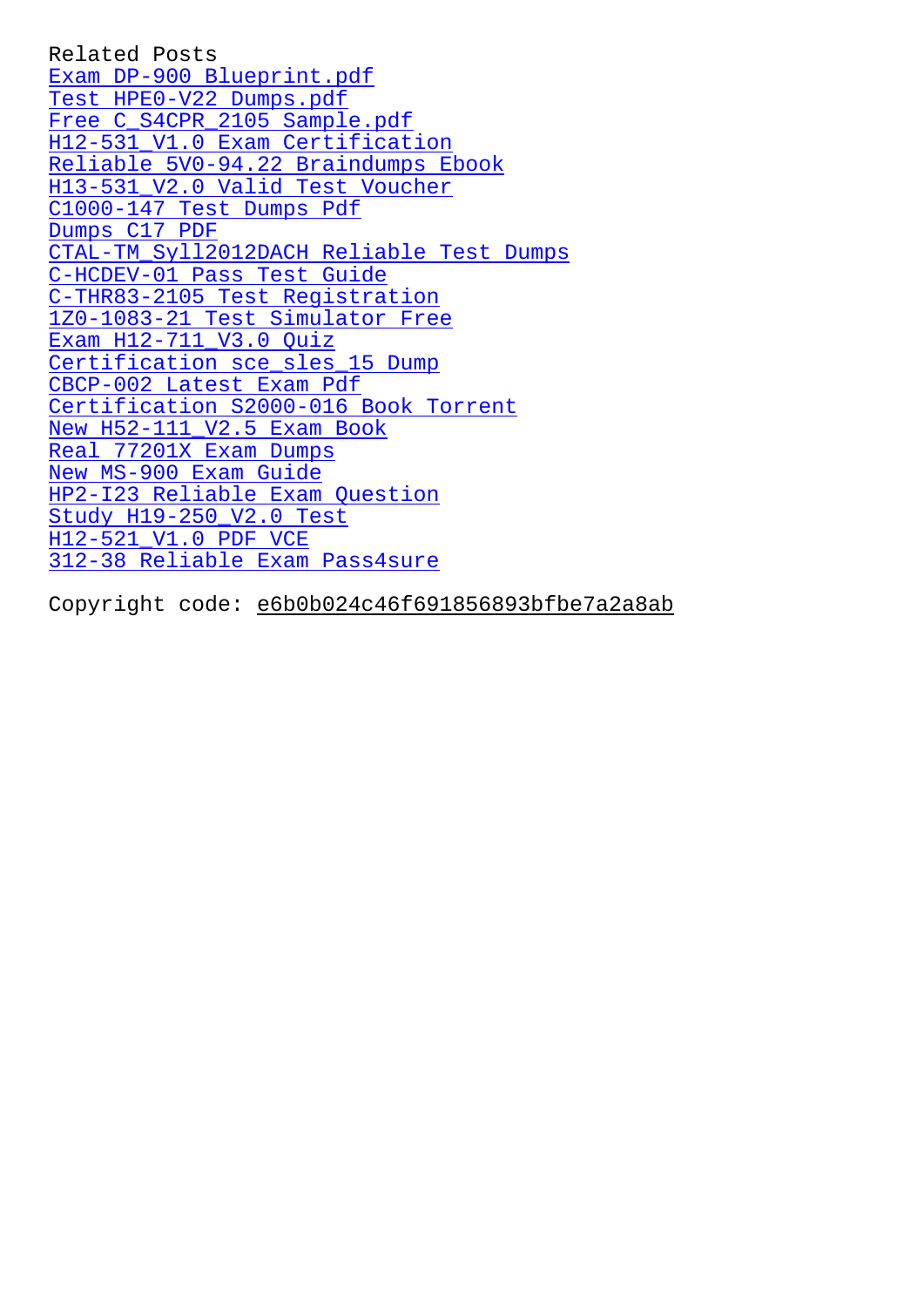Related Posts

Exam DP-900 Blueprint.pdf
Test HPE0-V22 Dumps.pdf
Free C_S4CPR_2105 Sample.pdf
H12-531_V1.0 Exam Certification
Reliable 5V0-94.22 Braindumps Ebook
H13-531_V2.0 Valid Test Voucher
C1000-147 Test Dumps Pdf
Dumps C17 PDF
CTAL-TM_Syll2012DACH Reliable Test Dumps
C-HCDEV-01 Pass Test Guide
C-THR83-2105 Test Registration
1Z0-1083-21 Test Simulator Free
Exam H12-711_V3.0 Quiz
Certification sce_sles_15 Dump
CBCP-002 Latest Exam Pdf
Certification S2000-016 Book Torrent
New H52-111_V2.5 Exam Book
Real 77201X Exam Dumps
New MS-900 Exam Guide
HP2-I23 Reliable Exam Question
Study H19-250_V2.0 Test
H12-521_V1.0 PDF VCE
312-38 Reliable Exam Pass4sure

Copyright code: e6b0b024c46f691856893bfbe7a2a8ab